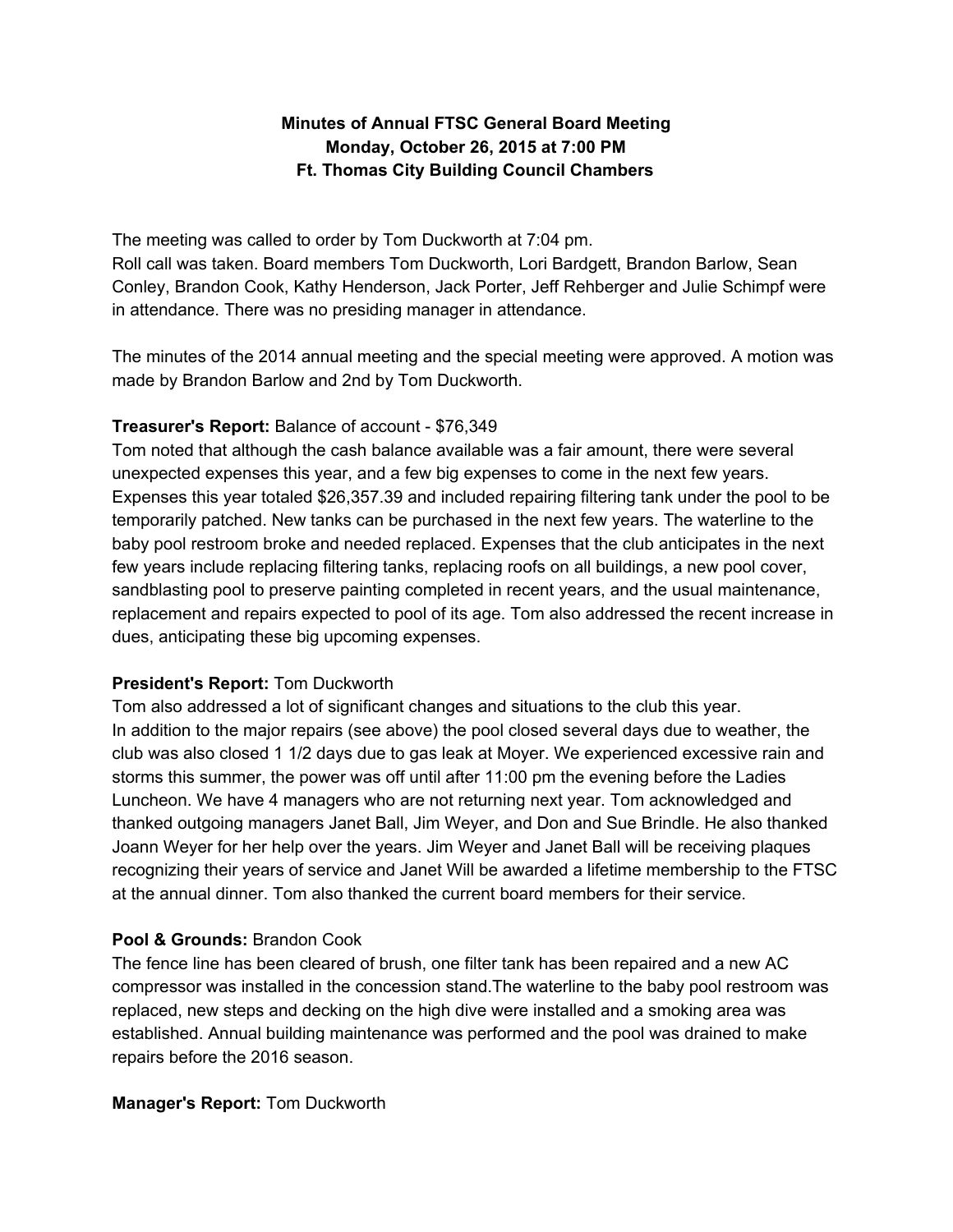**Minutes of Annual FTSC General Board Meeting**
**Monday, October 26, 2015 at 7:00 PM**
**Ft. Thomas City Building Council Chambers**

The meeting was called to order by Tom Duckworth at 7:04 pm.
Roll call was taken. Board members Tom Duckworth, Lori Bardgett, Brandon Barlow, Sean Conley, Brandon Cook, Kathy Henderson, Jack Porter, Jeff Rehberger and Julie Schimpf were in attendance. There was no presiding manager in attendance.

The minutes of the 2014 annual meeting and the special meeting were approved. A motion was made by Brandon Barlow and 2nd by Tom Duckworth.

**Treasurer's Report:** Balance of account - $76,349
Tom noted that although the cash balance available was a fair amount, there were several unexpected expenses this year, and a few big expenses to come in the next few years. Expenses this year totaled $26,357.39 and included repairing filtering tank under the pool to be temporarily patched. New tanks can be purchased in the next few years. The waterline to the baby pool restroom broke and needed replaced. Expenses that the club anticipates in the next few years include replacing filtering tanks, replacing roofs on all buildings, a new pool cover, sandblasting pool to preserve painting completed in recent years, and the usual maintenance, replacement and repairs expected to pool of its age. Tom also addressed the recent increase in dues, anticipating these big upcoming expenses.

**President's Report:** Tom Duckworth
Tom also addressed a lot of significant changes and situations to the club this year.
In addition to the major repairs (see above) the pool closed several days due to weather, the club was also closed 1 1/2 days due to gas leak at Moyer. We experienced excessive rain and storms this summer, the power was off until after 11:00 pm the evening before the Ladies Luncheon. We have 4 managers who are not returning next year. Tom acknowledged and thanked outgoing managers Janet Ball, Jim Weyer, and Don and Sue Brindle. He also thanked Joann Weyer for her help over the years. Jim Weyer and Janet Ball will be receiving plaques recognizing their years of service and Janet Will be awarded a lifetime membership to the FTSC at the annual dinner. Tom also thanked the current board members for their service.

**Pool & Grounds:** Brandon Cook
The fence line has been cleared of brush, one filter tank has been repaired and a new AC compressor was installed in the concession stand.The waterline to the baby pool restroom was replaced, new steps and decking on the high dive were installed and a smoking area was established. Annual building maintenance was performed and the pool was drained to make repairs before the 2016 season.

**Manager's Report:** Tom Duckworth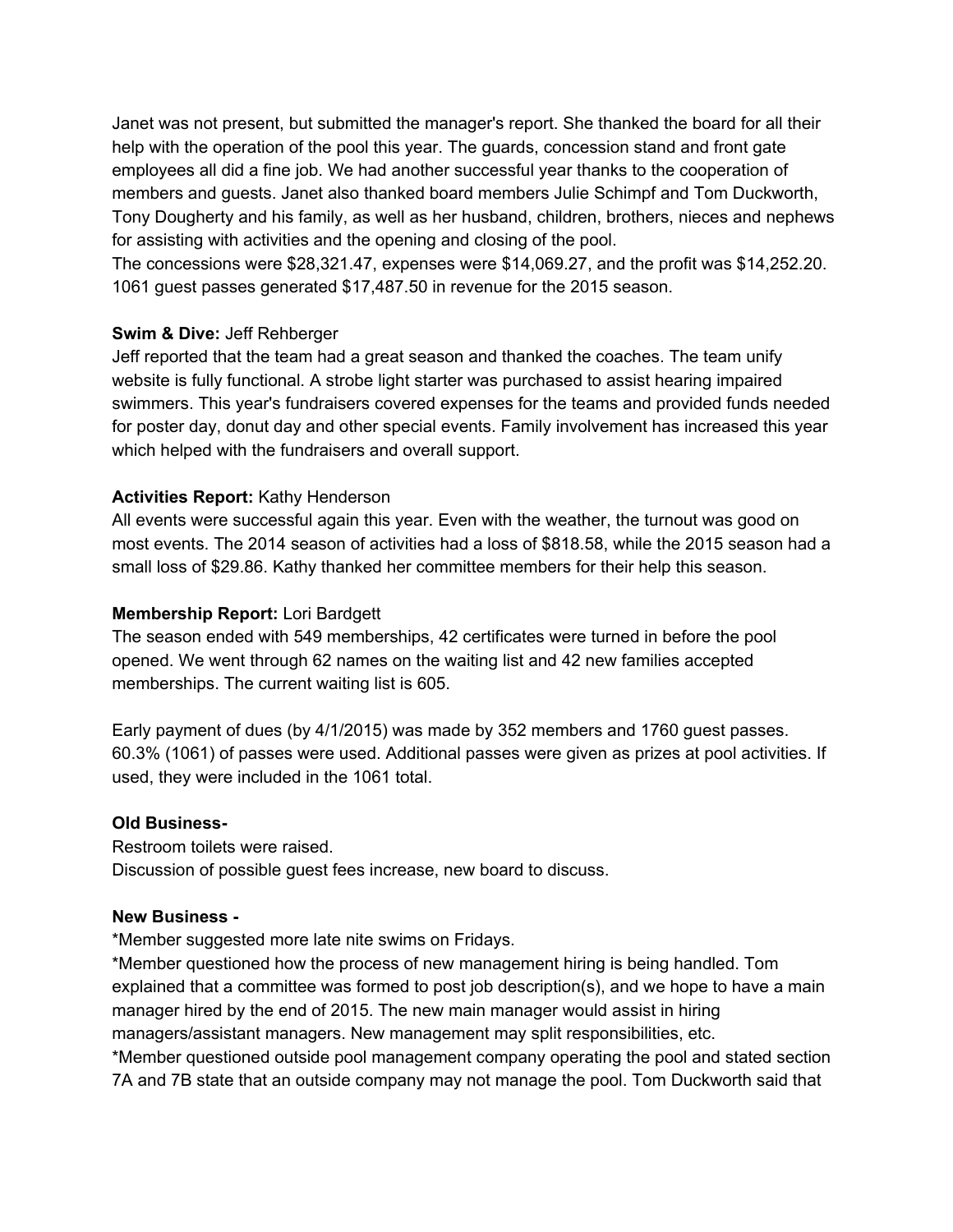Janet was not present, but submitted the manager's report. She thanked the board for all their help with the operation of the pool this year. The guards, concession stand and front gate employees all did a fine job. We had another successful year thanks to the cooperation of members and guests. Janet also thanked board members Julie Schimpf and Tom Duckworth, Tony Dougherty and his family, as well as her husband, children, brothers, nieces and nephews for assisting with activities and the opening and closing of the pool.
The concessions were $28,321.47, expenses were $14,069.27, and the profit was $14,252.20. 1061 guest passes generated $17,487.50 in revenue for the 2015 season.

**Swim & Dive:** Jeff Rehberger
Jeff reported that the team had a great season and thanked the coaches. The team unify website is fully functional. A strobe light starter was purchased to assist hearing impaired swimmers. This year's fundraisers covered expenses for the teams and provided funds needed for poster day, donut day and other special events. Family involvement has increased this year which helped with the fundraisers and overall support.

**Activities Report:** Kathy Henderson
All events were successful again this year. Even with the weather, the turnout was good on most events. The 2014 season of activities had a loss of $818.58, while the 2015 season had a small loss of $29.86. Kathy thanked her committee members for their help this season.

**Membership Report:** Lori Bardgett
The season ended with 549 memberships, 42 certificates were turned in before the pool opened. We went through 62 names on the waiting list and 42 new families accepted memberships. The current waiting list is 605.

Early payment of dues (by 4/1/2015) was made by 352 members and 1760 guest passes. 60.3% (1061) of passes were used. Additional passes were given as prizes at pool activities. If used, they were included in the 1061 total.

**Old Business-**
Restroom toilets were raised.
Discussion of possible guest fees increase, new board to discuss.

**New Business -**
*Member suggested more late nite swims on Fridays.
*Member questioned how the process of new management hiring is being handled. Tom explained that a committee was formed to post job description(s), and we hope to have a main manager hired by the end of 2015. The new main manager would assist in hiring managers/assistant managers. New management may split responsibilities, etc.
*Member questioned outside pool management company operating the pool and stated section 7A and 7B state that an outside company may not manage the pool. Tom Duckworth said that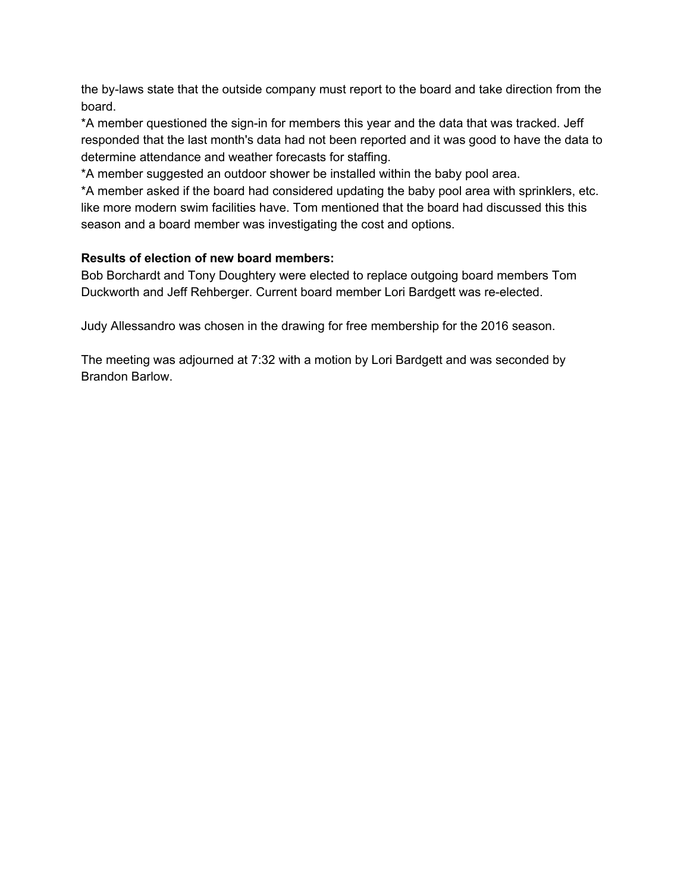the by-laws state that the outside company must report to the board and take direction from the board.

*A member questioned the sign-in for members this year and the data that was tracked. Jeff responded that the last month's data had not been reported and it was good to have the data to determine attendance and weather forecasts for staffing.

*A member suggested an outdoor shower be installed within the baby pool area.

*A member asked if the board had considered updating the baby pool area with sprinklers, etc. like more modern swim facilities have. Tom mentioned that the board had discussed this this season and a board member was investigating the cost and options.

**Results of election of new board members:**

Bob Borchardt and Tony Doughtery were elected to replace outgoing board members Tom Duckworth and Jeff Rehberger. Current board member Lori Bardgett was re-elected.

Judy Allessandro was chosen in the drawing for free membership for the 2016 season.

The meeting was adjourned at 7:32 with a motion by Lori Bardgett and was seconded by Brandon Barlow.